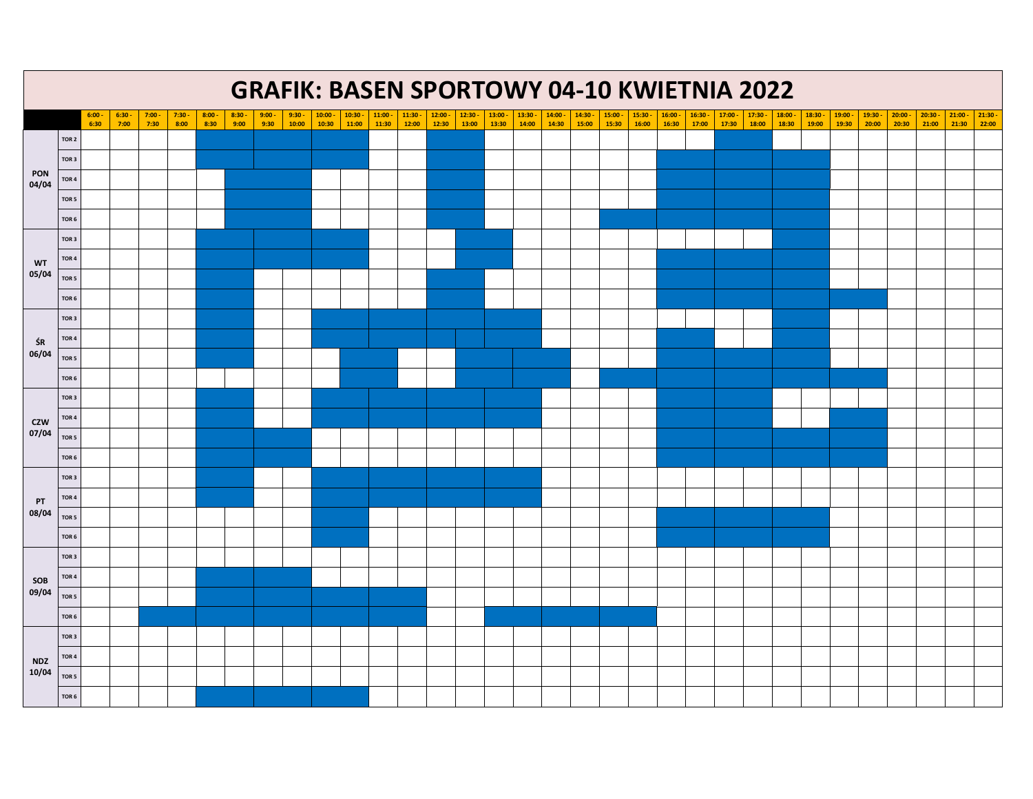# GRAFIK: BASEN SPORTOWY 04-10 KWIETNIA 2022

| | | 6:00 - 6:30 | 6:30 - 7:00 | 7:00 - 7:30 | 7:30 - 8:00 | 8:00 - 8:30 | 8:30 - 9:00 | 9:00 - 9:30 | 9:30 - 10:00 | 10:00 - 10:30 | 10:30 - 11:00 | 11:00 - 11:30 | 11:30 - 12:00 | 12:00 - 12:30 | 12:30 - 13:00 | 13:00 - 13:30 | 13:30 - 14:00 | 14:00 - 14:30 | 14:30 - 15:00 | 15:00 - 15:30 | 15:30 - 16:00 | 16:00 - 16:30 | 16:30 - 17:00 | 17:00 - 17:30 | 17:30 - 18:00 | 18:00 - 18:30 | 18:30 - 19:00 | 19:00 - 19:30 | 19:30 - 20:00 | 20:00 - 20:30 | 20:30 - 21:00 | 21:00 - 21:30 | 21:30 - 22:00 |
|---|---|---|---|---|---|---|---|---|---|---|---|---|---|---|---|---|---|---|---|---|---|---|---|---|---|---|---|---|---|---|---|---|---|
| PON 04/04 | TOR 2 | | | | | X | X | X | X | X | X | | | X | X | | | | | | | | | X | X | | | | | | | | |
| | TOR 3 | | | | | X | X | X | X | X | X | | | X | X | | | | | | | X | X | X | X | X | X | | | | | | |
| | TOR 4 | | | | | | X | X | X | | | | | X | X | | | | | | | X | X | X | X | X | X | | | | | | |
| | TOR 5 | | | | | | X | X | X | | | | | X | X | | | | | | | X | X | X | X | X | X | | | | | | |
| | TOR 6 | | | | | | X | X | X | | | | | X | X | | | | | X | X | X | X | X | X | X | X | | | | | | |
| WT 05/04 | TOR 3 | | | | | X | X | X | X | X | X | | | | X | X | | | | | | | | | | X | X | | | | | | |
| | TOR 4 | | | | | X | X | X | X | X | X | | | | X | X | | | | | | X | X | X | X | X | X | | | | | | |
| | TOR 5 | | | | | X | X | | | | | | | X | X | | | | | | | X | X | X | X | X | X | | | | | | |
| | TOR 6 | | | | | X | X | | | | | | | X | X | | | | | | | X | X | X | X | X | X | X | X | | | | |
| ŚR 06/04 | TOR 3 | | | | | X | X | | | X | X | X | X | X | X | X | X | | | | | | | | | X | X | | | | | | |
| | TOR 4 | | | | | X | X | | | X | X | X | X | X | X | X | X | | | | | X | X | | | X | X | | | | | | |
| | TOR 5 | | | | | X | X | | | | X | X | | | X | X | X | X | | | | X | X | X | X | X | X | | | | | | |
| | TOR 6 | | | | | | | | | | X | X | | | X | X | X | X | | X | X | X | X | X | X | X | X | X | X | | | | |
| CZW 07/04 | TOR 3 | | | | | X | X | | | X | X | X | X | X | X | X | X | | | | | X | X | X | X | | | | | | | | |
| | TOR 4 | | | | | X | X | | | X | X | X | X | X | X | X | X | | | | | X | X | X | X | | | X | X | | | | |
| | TOR 5 | | | | | X | X | X | X | | | | | | | | | | | | | X | X | X | X | X | X | X | X | | | | |
| | TOR 6 | | | | | X | X | X | X | | | | | | | | | | | | | X | X | X | X | X | X | X | X | | | | |
| PT 08/04 | TOR 3 | | | | | X | X | | | X | X | X | X | X | X | X | X | | | | | | | | | | | | | | | | |
| | TOR 4 | | | | | X | X | | | X | X | X | X | X | X | X | X | | | | | | | | | | | | | | | | |
| | TOR 5 | | | | | | | | | X | X | | | | | | | | | | | X | X | X | X | X | X | | | | | | |
| | TOR 6 | | | | | | | | | X | X | | | | | | | | | | | X | X | X | X | X | X | | | | | | |
| SOB 09/04 | TOR 3 | | | | | | | | | | | | | | | | | | | | | | | | | | | | | | | | |
| | TOR 4 | | | | | X | X | X | X | | | | | | | | | | | | | | | | | | | | | | | | |
| | TOR 5 | | | | | X | X | X | X | X | X | X | X | | | | | | | | | | | | | | | | | | | | |
| | TOR 6 | | | X | X | X | X | X | X | X | X | X | X | | | X | X | X | X | X | X | | | | | | | | | | | | |
| NDZ 10/04 | TOR 3 | | | | | | | | | | | | | | | | | | | | | | | | | | | | | | | | |
| | TOR 4 | | | | | | | | | | | | | | | | | | | | | | | | | | | | | | | | |
| | TOR 5 | | | | | | | | | | | | | | | | | | | | | | | | | | | | | | | | |
| | TOR 6 | | | | | X | X | X | X | X | X | | | | | | | | | | | | | | | | | | | | | | |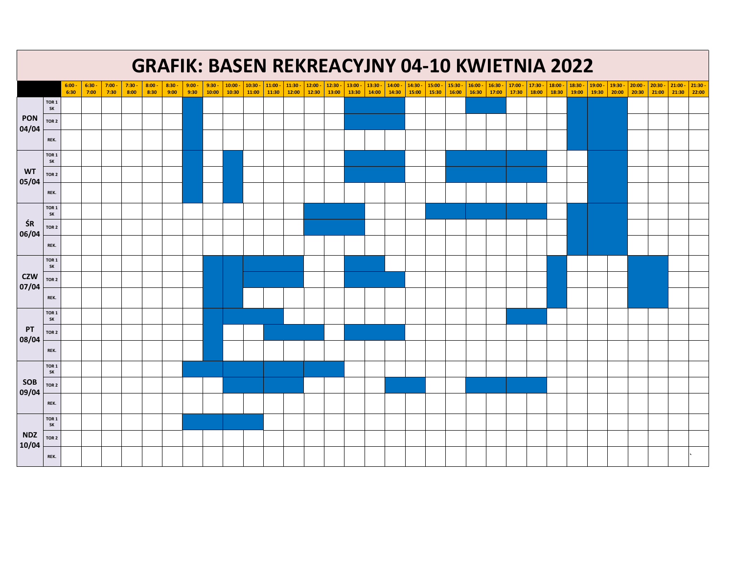# GRAFIK: BASEN REKREACYJNY 04-10 KWIETNIA 2022

| | | 6:00 - 6:30 | 6:30 - 7:00 | 7:00 - 7:30 | 7:30 - 8:00 | 8:00 - 8:30 | 8:30 - 9:00 | 9:00 - 9:30 | 9:30 - 10:00 | 10:00 - 10:30 | 10:30 - 11:00 | 11:00 - 11:30 | 11:30 - 12:00 | 12:00 - 12:30 | 12:30 - 13:00 | 13:00 - 13:30 | 13:30 - 14:00 | 14:00 - 14:30 | 14:30 - 15:00 | 15:00 - 15:30 | 15:30 - 16:00 | 16:00 - 16:30 | 16:30 - 17:00 | 17:00 - 17:30 | 17:30 - 18:00 | 18:00 - 18:30 | 18:30 - 19:00 | 19:00 - 19:30 | 19:30 - 20:00 | 20:00 - 20:30 | 20:30 - 21:00 | 21:00 - 21:30 | 21:30 - 22:00 |
|---|---|---|---|---|---|---|---|---|---|---|---|---|---|---|---|---|---|---|---|---|---|---|---|---|---|---|---|---|---|---|---|---|---|
| PON 04/04 | TOR 1 SK | | | | | | | | | | | | | | | | | | | | | | | | | | | | | | | | |
| | TOR 2 | | | | | | | | | | | | | | | | | | | | | | | | | | | | | | | | |
| | REK. | | | | | | | | | | | | | | | | | | | | | | | | | | | | | | | | |
| WT 05/04 | TOR 1 SK | | | | | | | | | | | | | | | | | | | | | | | | | | | | | | | | |
| | TOR 2 | | | | | | | | | | | | | | | | | | | | | | | | | | | | | | | | |
| | REK. | | | | | | | | | | | | | | | | | | | | | | | | | | | | | | | | |
| ŚR 06/04 | TOR 1 SK | | | | | | | | | | | | | | | | | | | | | | | | | | | | | | | | |
| | TOR 2 | | | | | | | | | | | | | | | | | | | | | | | | | | | | | | | | |
| | REK. | | | | | | | | | | | | | | | | | | | | | | | | | | | | | | | | |
| CZW 07/04 | TOR 1 SK | | | | | | | | | | | | | | | | | | | | | | | | | | | | | | | | |
| | TOR 2 | | | | | | | | | | | | | | | | | | | | | | | | | | | | | | | | |
| | REK. | | | | | | | | | | | | | | | | | | | | | | | | | | | | | | | | |
| PT 08/04 | TOR 1 SK | | | | | | | | | | | | | | | | | | | | | | | | | | | | | | | | |
| | TOR 2 | | | | | | | | | | | | | | | | | | | | | | | | | | | | | | | | |
| | REK. | | | | | | | | | | | | | | | | | | | | | | | | | | | | | | | | |
| SOB 09/04 | TOR 1 SK | | | | | | | | | | | | | | | | | | | | | | | | | | | | | | | | |
| | TOR 2 | | | | | | | | | | | | | | | | | | | | | | | | | | | | | | | | |
| | REK. | | | | | | | | | | | | | | | | | | | | | | | | | | | | | | | | |
| NDZ 10/04 | TOR 1 SK | | | | | | | | | | | | | | | | | | | | | | | | | | | | | | | | |
| | TOR 2 | | | | | | | | | | | | | | | | | | | | | | | | | | | | | | | | |
| | REK. | | | | | | | | | | | | | | | | | | | | | | | | | | | | | | | | ` |